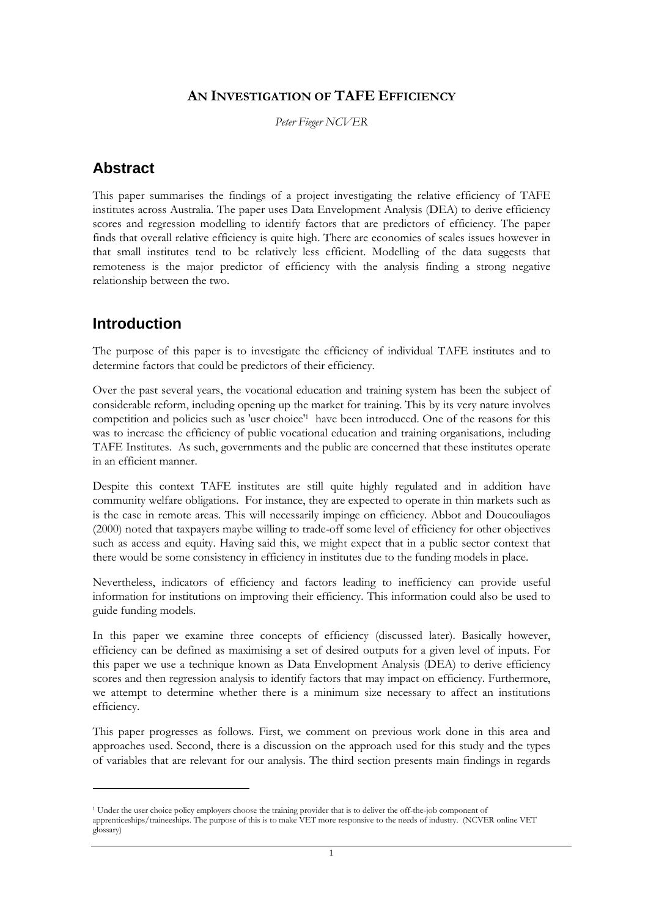# AN INVESTIGATION OF TAFE EFFICIENCY

*Peter Fieger NCVER*

## Abstract

This paper summarises the findings of a project investigating the relative efficiency of TAFE institutes across Australia. The paper uses Data Envelopment Analysis (DEA) to derive efficiency scores and regression modelling to identify factors that are predictors of efficiency. The paper finds that overall relative efficiency is quite high. There are economies of scales issues however in that small institutes tend to be relatively less efficient. Modelling of the data suggests that remoteness is the major predictor of efficiency with the analysis finding a strong negative relationship between the two.

## Introduction

The purpose of this paper is to investigate the efficiency of individual TAFE institutes and to determine factors that could be predictors of their efficiency.

Over the past several years, the vocational education and training system has been the subject of considerable reform, including opening up the market for training. This by its very nature involves competition and policies such as 'user choice'[1] have been introduced. One of the reasons for this was to increase the efficiency of public vocational education and training organisations, including TAFE Institutes. As such, governments and the public are concerned that these institutes operate in an efficient manner.

Despite this context TAFE institutes are still quite highly regulated and in addition have community welfare obligations. For instance, they are expected to operate in thin markets such as is the case in remote areas. This will necessarily impinge on efficiency. Abbot and Doucouliagos (2000) noted that taxpayers maybe willing to trade-off some level of efficiency for other objectives such as access and equity. Having said this, we might expect that in a public sector context that there would be some consistency in efficiency in institutes due to the funding models in place.

Nevertheless, indicators of efficiency and factors leading to inefficiency can provide useful information for institutions on improving their efficiency. This information could also be used to guide funding models.

In this paper we examine three concepts of efficiency (discussed later). Basically however, efficiency can be defined as maximising a set of desired outputs for a given level of inputs. For this paper we use a technique known as Data Envelopment Analysis (DEA) to derive efficiency scores and then regression analysis to identify factors that may impact on efficiency. Furthermore, we attempt to determine whether there is a minimum size necessary to affect an institutions efficiency.

This paper progresses as follows. First, we comment on previous work done in this area and approaches used. Second, there is a discussion on the approach used for this study and the types of variables that are relevant for our analysis. The third section presents main findings in regards

[1] Under the user choice policy employers choose the training provider that is to deliver the off-the-job component of apprenticeships/traineeships. The purpose of this is to make VET more responsive to the needs of industry. (NCVER online VET glossary)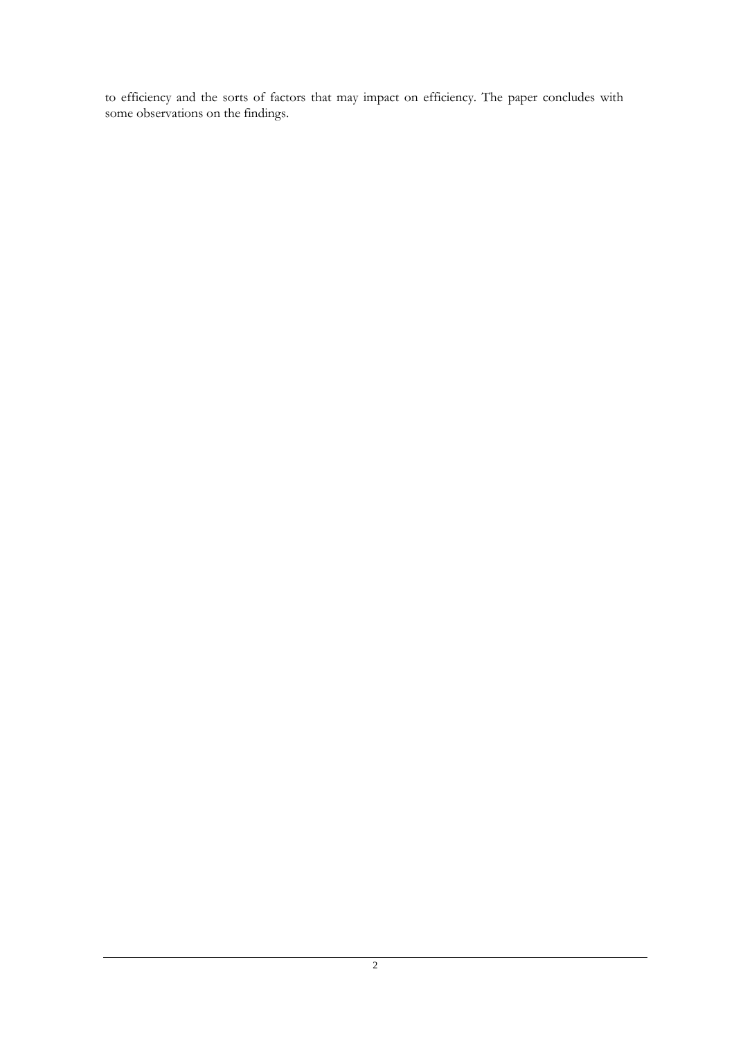to efficiency and the sorts of factors that may impact on efficiency. The paper concludes with some observations on the findings.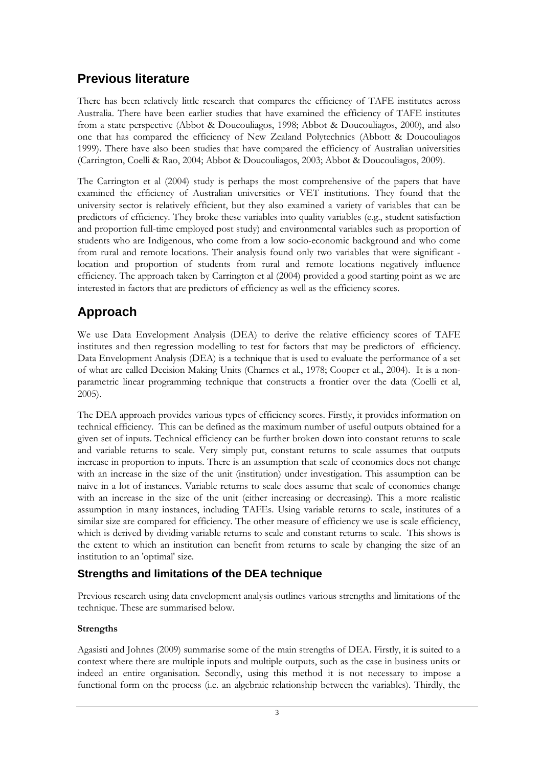## Previous literature

There has been relatively little research that compares the efficiency of TAFE institutes across Australia. There have been earlier studies that have examined the efficiency of TAFE institutes from a state perspective (Abbot & Doucouliagos, 1998; Abbot & Doucouliagos, 2000), and also one that has compared the efficiency of New Zealand Polytechnics (Abbott & Doucouliagos 1999). There have also been studies that have compared the efficiency of Australian universities (Carrington, Coelli & Rao, 2004; Abbot & Doucouliagos, 2003; Abbot & Doucouliagos, 2009).

The Carrington et al (2004) study is perhaps the most comprehensive of the papers that have examined the efficiency of Australian universities or VET institutions. They found that the university sector is relatively efficient, but they also examined a variety of variables that can be predictors of efficiency. They broke these variables into quality variables (e.g., student satisfaction and proportion full-time employed post study) and environmental variables such as proportion of students who are Indigenous, who come from a low socio-economic background and who come from rural and remote locations. Their analysis found only two variables that were significant - location and proportion of students from rural and remote locations negatively influence efficiency. The approach taken by Carrington et al (2004) provided a good starting point as we are interested in factors that are predictors of efficiency as well as the efficiency scores.

## Approach

We use Data Envelopment Analysis (DEA) to derive the relative efficiency scores of TAFE institutes and then regression modelling to test for factors that may be predictors of efficiency. Data Envelopment Analysis (DEA) is a technique that is used to evaluate the performance of a set of what are called Decision Making Units (Charnes et al., 1978; Cooper et al., 2004). It is a non-parametric linear programming technique that constructs a frontier over the data (Coelli et al, 2005).

The DEA approach provides various types of efficiency scores. Firstly, it provides information on technical efficiency. This can be defined as the maximum number of useful outputs obtained for a given set of inputs. Technical efficiency can be further broken down into constant returns to scale and variable returns to scale. Very simply put, constant returns to scale assumes that outputs increase in proportion to inputs. There is an assumption that scale of economies does not change with an increase in the size of the unit (institution) under investigation. This assumption can be naive in a lot of instances. Variable returns to scale does assume that scale of economies change with an increase in the size of the unit (either increasing or decreasing). This a more realistic assumption in many instances, including TAFEs. Using variable returns to scale, institutes of a similar size are compared for efficiency. The other measure of efficiency we use is scale efficiency, which is derived by dividing variable returns to scale and constant returns to scale. This shows is the extent to which an institution can benefit from returns to scale by changing the size of an institution to an 'optimal' size.

### Strengths and limitations of the DEA technique

Previous research using data envelopment analysis outlines various strengths and limitations of the technique. These are summarised below.

**Strengths**

Agasisti and Johnes (2009) summarise some of the main strengths of DEA. Firstly, it is suited to a context where there are multiple inputs and multiple outputs, such as the case in business units or indeed an entire organisation. Secondly, using this method it is not necessary to impose a functional form on the process (i.e. an algebraic relationship between the variables). Thirdly, the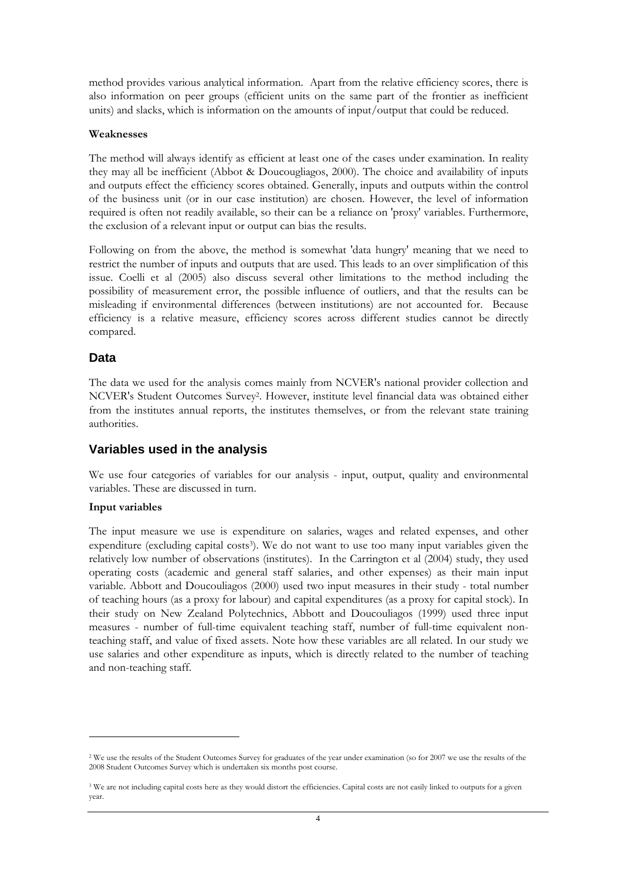method provides various analytical information. Apart from the relative efficiency scores, there is also information on peer groups (efficient units on the same part of the frontier as inefficient units) and slacks, which is information on the amounts of input/output that could be reduced.

**Weaknesses**

The method will always identify as efficient at least one of the cases under examination. In reality they may all be inefficient (Abbot & Doucougliagos, 2000). The choice and availability of inputs and outputs effect the efficiency scores obtained. Generally, inputs and outputs within the control of the business unit (or in our case institution) are chosen. However, the level of information required is often not readily available, so their can be a reliance on 'proxy' variables. Furthermore, the exclusion of a relevant input or output can bias the results.

Following on from the above, the method is somewhat 'data hungry' meaning that we need to restrict the number of inputs and outputs that are used. This leads to an over simplification of this issue. Coelli et al (2005) also discuss several other limitations to the method including the possibility of measurement error, the possible influence of outliers, and that the results can be misleading if environmental differences (between institutions) are not accounted for. Because efficiency is a relative measure, efficiency scores across different studies cannot be directly compared.

## Data

The data we used for the analysis comes mainly from NCVER's national provider collection and NCVER's Student Outcomes Survey[2]. However, institute level financial data was obtained either from the institutes annual reports, the institutes themselves, or from the relevant state training authorities.

## Variables used in the analysis

We use four categories of variables for our analysis - input, output, quality and environmental variables. These are discussed in turn.

**Input variables**

The input measure we use is expenditure on salaries, wages and related expenses, and other expenditure (excluding capital costs[3]). We do not want to use too many input variables given the relatively low number of observations (institutes). In the Carrington et al (2004) study, they used operating costs (academic and general staff salaries, and other expenses) as their main input variable. Abbott and Doucouliagos (2000) used two input measures in their study - total number of teaching hours (as a proxy for labour) and capital expenditures (as a proxy for capital stock). In their study on New Zealand Polytechnics, Abbott and Doucouliagos (1999) used three input measures - number of full-time equivalent teaching staff, number of full-time equivalent non-teaching staff, and value of fixed assets. Note how these variables are all related. In our study we use salaries and other expenditure as inputs, which is directly related to the number of teaching and non-teaching staff.

---

[2] We use the results of the Student Outcomes Survey for graduates of the year under examination (so for 2007 we use the results of the 2008 Student Outcomes Survey which is undertaken six months post course.

[3] We are not including capital costs here as they would distort the efficiencies. Capital costs are not easily linked to outputs for a given year.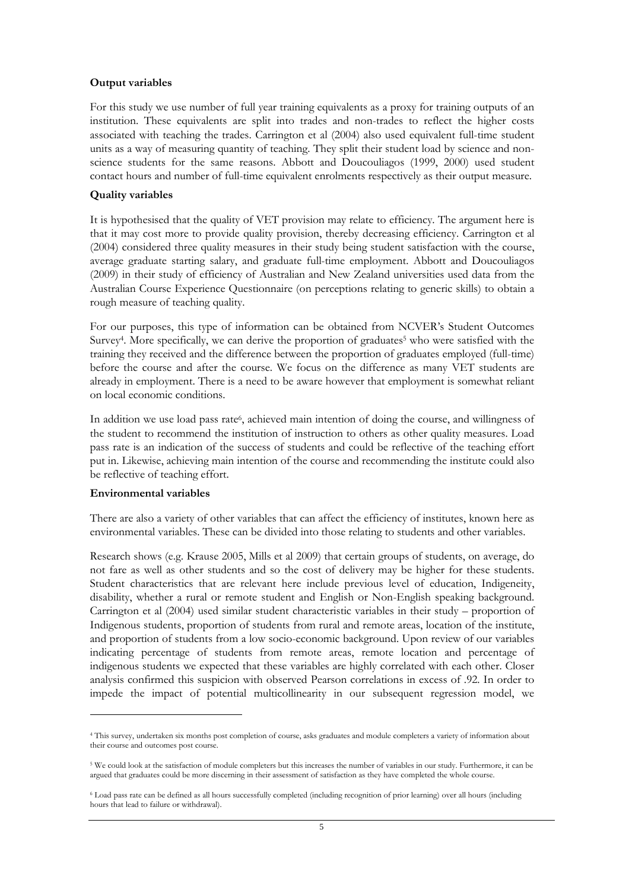**Output variables**

For this study we use number of full year training equivalents as a proxy for training outputs of an institution. These equivalents are split into trades and non-trades to reflect the higher costs associated with teaching the trades. Carrington et al (2004) also used equivalent full-time student units as a way of measuring quantity of teaching. They split their student load by science and non-science students for the same reasons. Abbott and Doucouliagos (1999, 2000) used student contact hours and number of full-time equivalent enrolments respectively as their output measure.

**Quality variables**

It is hypothesised that the quality of VET provision may relate to efficiency. The argument here is that it may cost more to provide quality provision, thereby decreasing efficiency. Carrington et al (2004) considered three quality measures in their study being student satisfaction with the course, average graduate starting salary, and graduate full-time employment. Abbott and Doucouliagos (2009) in their study of efficiency of Australian and New Zealand universities used data from the Australian Course Experience Questionnaire (on perceptions relating to generic skills) to obtain a rough measure of teaching quality.

For our purposes, this type of information can be obtained from NCVER's Student Outcomes Survey[4]. More specifically, we can derive the proportion of graduates[5] who were satisfied with the training they received and the difference between the proportion of graduates employed (full-time) before the course and after the course. We focus on the difference as many VET students are already in employment. There is a need to be aware however that employment is somewhat reliant on local economic conditions.

In addition we use load pass rate[6], achieved main intention of doing the course, and willingness of the student to recommend the institution of instruction to others as other quality measures. Load pass rate is an indication of the success of students and could be reflective of the teaching effort put in. Likewise, achieving main intention of the course and recommending the institute could also be reflective of teaching effort.

**Environmental variables**

There are also a variety of other variables that can affect the efficiency of institutes, known here as environmental variables. These can be divided into those relating to students and other variables.

Research shows (e.g. Krause 2005, Mills et al 2009) that certain groups of students, on average, do not fare as well as other students and so the cost of delivery may be higher for these students. Student characteristics that are relevant here include previous level of education, Indigeneity, disability, whether a rural or remote student and English or Non-English speaking background. Carrington et al (2004) used similar student characteristic variables in their study – proportion of Indigenous students, proportion of students from rural and remote areas, location of the institute, and proportion of students from a low socio-economic background. Upon review of our variables indicating percentage of students from remote areas, remote location and percentage of indigenous students we expected that these variables are highly correlated with each other. Closer analysis confirmed this suspicion with observed Pearson correlations in excess of .92. In order to impede the impact of potential multicollinearity in our subsequent regression model, we

---

[4] This survey, undertaken six months post completion of course, asks graduates and module completers a variety of information about their course and outcomes post course.

[5] We could look at the satisfaction of module completers but this increases the number of variables in our study. Furthermore, it can be argued that graduates could be more discerning in their assessment of satisfaction as they have completed the whole course.

[6] Load pass rate can be defined as all hours successfully completed (including recognition of prior learning) over all hours (including hours that lead to failure or withdrawal).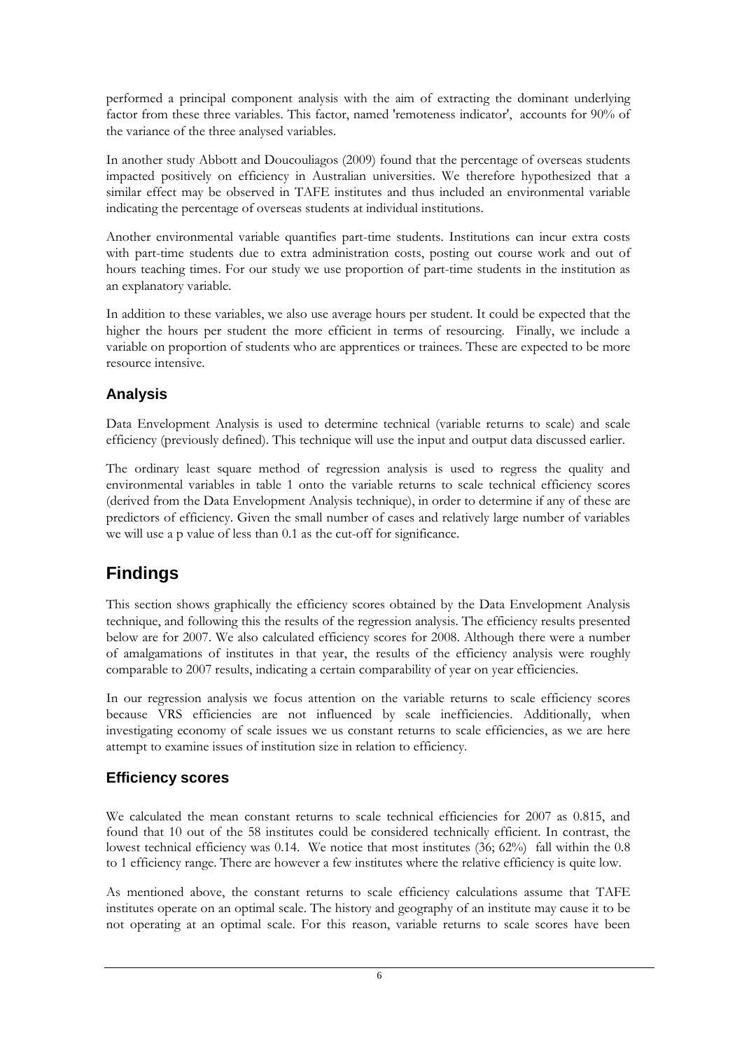performed a principal component analysis with the aim of extracting the dominant underlying factor from these three variables. This factor, named 'remoteness indicator', accounts for 90% of the variance of the three analysed variables.

In another study Abbott and Doucouliagos (2009) found that the percentage of overseas students impacted positively on efficiency in Australian universities. We therefore hypothesized that a similar effect may be observed in TAFE institutes and thus included an environmental variable indicating the percentage of overseas students at individual institutions.

Another environmental variable quantifies part-time students. Institutions can incur extra costs with part-time students due to extra administration costs, posting out course work and out of hours teaching times. For our study we use proportion of part-time students in the institution as an explanatory variable.

In addition to these variables, we also use average hours per student. It could be expected that the higher the hours per student the more efficient in terms of resourcing. Finally, we include a variable on proportion of students who are apprentices or trainees. These are expected to be more resource intensive.

## Analysis

Data Envelopment Analysis is used to determine technical (variable returns to scale) and scale efficiency (previously defined). This technique will use the input and output data discussed earlier.

The ordinary least square method of regression analysis is used to regress the quality and environmental variables in table 1 onto the variable returns to scale technical efficiency scores (derived from the Data Envelopment Analysis technique), in order to determine if any of these are predictors of efficiency. Given the small number of cases and relatively large number of variables we will use a p value of less than 0.1 as the cut-off for significance.

# Findings

This section shows graphically the efficiency scores obtained by the Data Envelopment Analysis technique, and following this the results of the regression analysis. The efficiency results presented below are for 2007. We also calculated efficiency scores for 2008. Although there were a number of amalgamations of institutes in that year, the results of the efficiency analysis were roughly comparable to 2007 results, indicating a certain comparability of year on year efficiencies.

In our regression analysis we focus attention on the variable returns to scale efficiency scores because VRS efficiencies are not influenced by scale inefficiencies. Additionally, when investigating economy of scale issues we us constant returns to scale efficiencies, as we are here attempt to examine issues of institution size in relation to efficiency.

## Efficiency scores

We calculated the mean constant returns to scale technical efficiencies for 2007 as 0.815, and found that 10 out of the 58 institutes could be considered technically efficient. In contrast, the lowest technical efficiency was 0.14. We notice that most institutes (36; 62%) fall within the 0.8 to 1 efficiency range. There are however a few institutes where the relative efficiency is quite low.

As mentioned above, the constant returns to scale efficiency calculations assume that TAFE institutes operate on an optimal scale. The history and geography of an institute may cause it to be not operating at an optimal scale. For this reason, variable returns to scale scores have been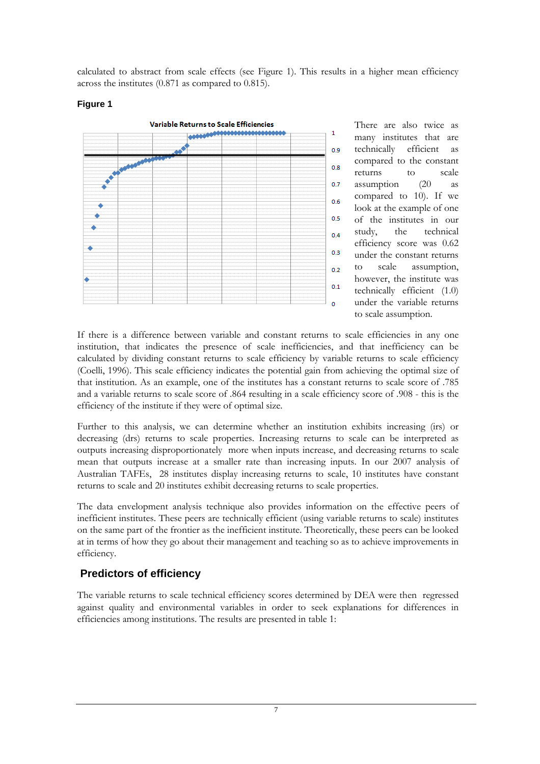calculated to abstract from scale effects (see Figure 1). This results in a higher mean efficiency across the institutes (0.871 as compared to 0.815).

**Figure 1**

Variable Returns to Scale Efficiencies

There are also twice as many institutes that are technically efficient as compared to the constant returns to scale assumption (20 as compared to 10). If we look at the example of one of the institutes in our study, the technical efficiency score was 0.62 under the constant returns to scale assumption, however, the institute was technically efficient (1.0) under the variable returns to scale assumption.

If there is a difference between variable and constant returns to scale efficiencies in any one institution, that indicates the presence of scale inefficiencies, and that inefficiency can be calculated by dividing constant returns to scale efficiency by variable returns to scale efficiency (Coelli, 1996). This scale efficiency indicates the potential gain from achieving the optimal size of that institution. As an example, one of the institutes has a constant returns to scale score of .785 and a variable returns to scale score of .864 resulting in a scale efficiency score of .908 - this is the efficiency of the institute if they were of optimal size.

Further to this analysis, we can determine whether an institution exhibits increasing (irs) or decreasing (drs) returns to scale properties. Increasing returns to scale can be interpreted as outputs increasing disproportionately more when inputs increase, and decreasing returns to scale mean that outputs increase at a smaller rate than increasing inputs. In our 2007 analysis of Australian TAFEs, 28 institutes display increasing returns to scale, 10 institutes have constant returns to scale and 20 institutes exhibit decreasing returns to scale properties.

The data envelopment analysis technique also provides information on the effective peers of inefficient institutes. These peers are technically efficient (using variable returns to scale) institutes on the same part of the frontier as the inefficient institute. Theoretically, these peers can be looked at in terms of how they go about their management and teaching so as to achieve improvements in efficiency.

## Predictors of efficiency

The variable returns to scale technical efficiency scores determined by DEA were then regressed against quality and environmental variables in order to seek explanations for differences in efficiencies among institutions. The results are presented in table 1: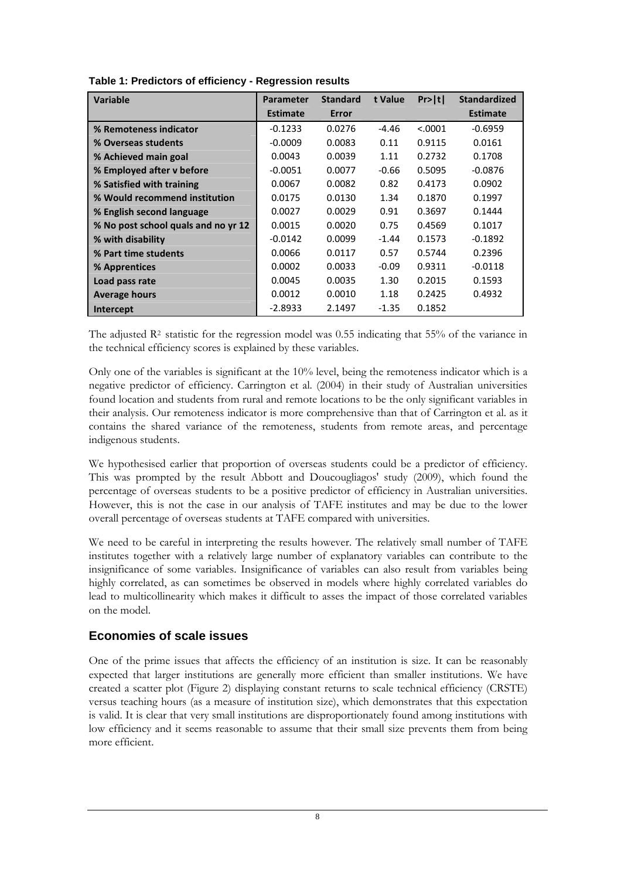**Table 1: Predictors of efficiency - Regression results**

| Variable | Parameter Estimate | Standard Error | t Value | Pr>\|t\| | Standardized Estimate |
|---|---|---|---|---|---|
| % Remoteness indicator | -0.1233 | 0.0276 | -4.46 | <.0001 | -0.6959 |
| % Overseas students | -0.0009 | 0.0083 | 0.11 | 0.9115 | 0.0161 |
| % Achieved main goal | 0.0043 | 0.0039 | 1.11 | 0.2732 | 0.1708 |
| % Employed after v before | -0.0051 | 0.0077 | -0.66 | 0.5095 | -0.0876 |
| % Satisfied with training | 0.0067 | 0.0082 | 0.82 | 0.4173 | 0.0902 |
| % Would recommend institution | 0.0175 | 0.0130 | 1.34 | 0.1870 | 0.1997 |
| % English second language | 0.0027 | 0.0029 | 0.91 | 0.3697 | 0.1444 |
| % No post school quals and no yr 12 | 0.0015 | 0.0020 | 0.75 | 0.4569 | 0.1017 |
| % with disability | -0.0142 | 0.0099 | -1.44 | 0.1573 | -0.1892 |
| % Part time students | 0.0066 | 0.0117 | 0.57 | 0.5744 | 0.2396 |
| % Apprentices | 0.0002 | 0.0033 | -0.09 | 0.9311 | -0.0118 |
| Load pass rate | 0.0045 | 0.0035 | 1.30 | 0.2015 | 0.1593 |
| Average hours | 0.0012 | 0.0010 | 1.18 | 0.2425 | 0.4932 |
| Intercept | -2.8933 | 2.1497 | -1.35 | 0.1852 | |

The adjusted $R^2$ statistic for the regression model was 0.55 indicating that 55% of the variance in the technical efficiency scores is explained by these variables.

Only one of the variables is significant at the 10% level, being the remoteness indicator which is a negative predictor of efficiency. Carrington et al. (2004) in their study of Australian universities found location and students from rural and remote locations to be the only significant variables in their analysis. Our remoteness indicator is more comprehensive than that of Carrington et al. as it contains the shared variance of the remoteness, students from remote areas, and percentage indigenous students.

We hypothesised earlier that proportion of overseas students could be a predictor of efficiency. This was prompted by the result Abbott and Doucougliagos' study (2009), which found the percentage of overseas students to be a positive predictor of efficiency in Australian universities. However, this is not the case in our analysis of TAFE institutes and may be due to the lower overall percentage of overseas students at TAFE compared with universities.

We need to be careful in interpreting the results however. The relatively small number of TAFE institutes together with a relatively large number of explanatory variables can contribute to the insignificance of some variables. Insignificance of variables can also result from variables being highly correlated, as can sometimes be observed in models where highly correlated variables do lead to multicollinearity which makes it difficult to asses the impact of those correlated variables on the model.

## Economies of scale issues

One of the prime issues that affects the efficiency of an institution is size. It can be reasonably expected that larger institutions are generally more efficient than smaller institutions. We have created a scatter plot (Figure 2) displaying constant returns to scale technical efficiency (CRSTE) versus teaching hours (as a measure of institution size), which demonstrates that this expectation is valid. It is clear that very small institutions are disproportionately found among institutions with low efficiency and it seems reasonable to assume that their small size prevents them from being more efficient.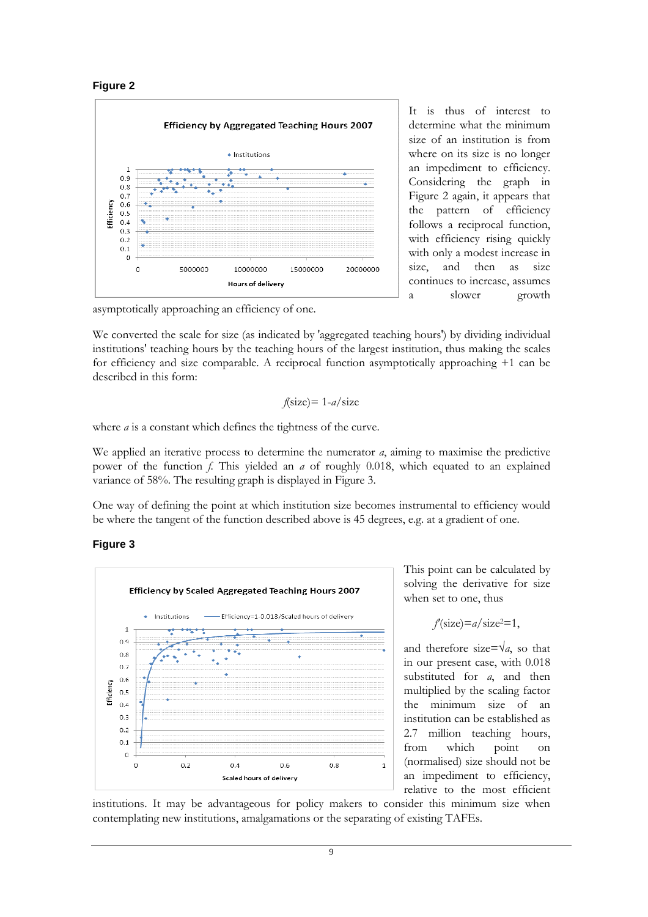**Figure 2**

It is thus of interest to determine what the minimum size of an institution is from where on its size is no longer an impediment to efficiency. Considering the graph in Figure 2 again, it appears that the pattern of efficiency follows a reciprocal function, with efficiency rising quickly with only a modest increase in size, and then as size continues to increase, assumes a slower growth asymptotically approaching an efficiency of one.

We converted the scale for size (as indicated by 'aggregated teaching hours') by dividing individual institutions' teaching hours by the teaching hours of the largest institution, thus making the scales for efficiency and size comparable. A reciprocal function asymptotically approaching +1 can be described in this form:

$$f(\text{size}) = 1 - a/\text{size}$$

where $a$ is a constant which defines the tightness of the curve.

We applied an iterative process to determine the numerator $a$, aiming to maximise the predictive power of the function $f$. This yielded an $a$ of roughly 0.018, which equated to an explained variance of 58%. The resulting graph is displayed in Figure 3.

One way of defining the point at which institution size becomes instrumental to efficiency would be where the tangent of the function described above is 45 degrees, e.g. at a gradient of one.

**Figure 3**

This point can be calculated by solving the derivative for size when set to one, thus

$$f'(\text{size}) = a/\text{size}^2 = 1,$$

and therefore size$=\sqrt{a}$, so that in our present case, with 0.018 substituted for $a$, and then multiplied by the scaling factor the minimum size of an institution can be established as 2.7 million teaching hours, from which point on (normalised) size should not be an impediment to efficiency, relative to the most efficient institutions. It may be advantageous for policy makers to consider this minimum size when contemplating new institutions, amalgamations or the separating of existing TAFEs.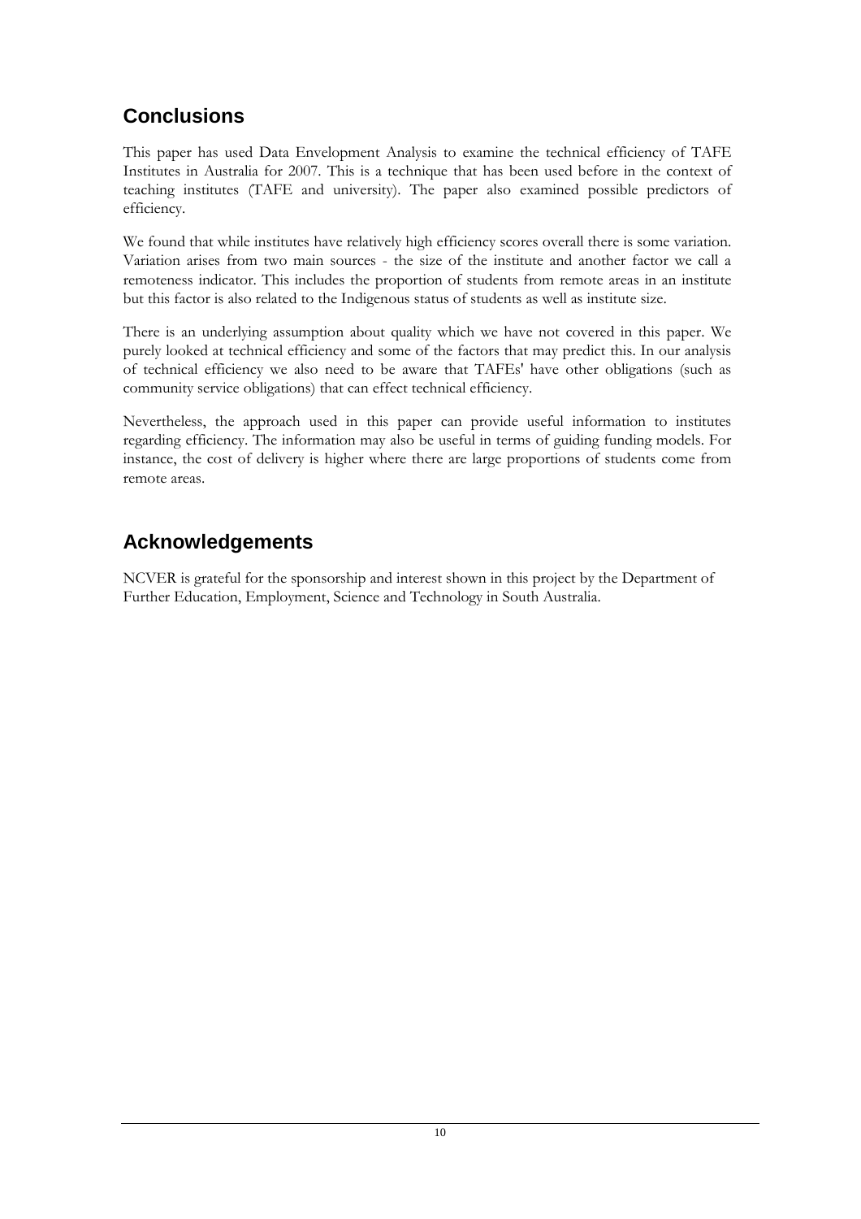## Conclusions

This paper has used Data Envelopment Analysis to examine the technical efficiency of TAFE Institutes in Australia for 2007. This is a technique that has been used before in the context of teaching institutes (TAFE and university). The paper also examined possible predictors of efficiency.

We found that while institutes have relatively high efficiency scores overall there is some variation. Variation arises from two main sources - the size of the institute and another factor we call a remoteness indicator. This includes the proportion of students from remote areas in an institute but this factor is also related to the Indigenous status of students as well as institute size.

There is an underlying assumption about quality which we have not covered in this paper. We purely looked at technical efficiency and some of the factors that may predict this. In our analysis of technical efficiency we also need to be aware that TAFEs' have other obligations (such as community service obligations) that can effect technical efficiency.

Nevertheless, the approach used in this paper can provide useful information to institutes regarding efficiency. The information may also be useful in terms of guiding funding models. For instance, the cost of delivery is higher where there are large proportions of students come from remote areas.

## Acknowledgements

NCVER is grateful for the sponsorship and interest shown in this project by the Department of Further Education, Employment, Science and Technology in South Australia.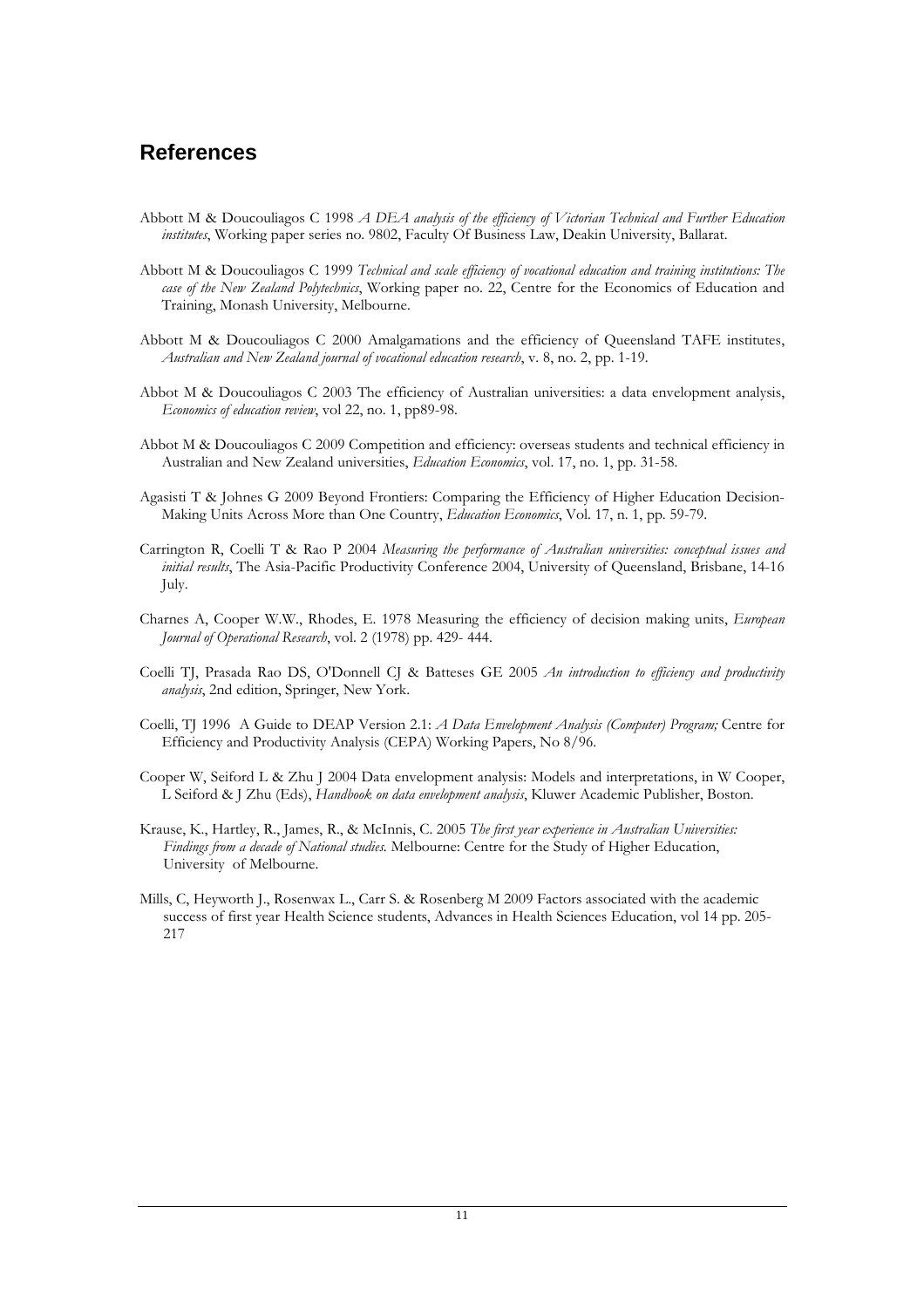## References

Abbott M & Doucouliagos C 1998 *A DEA analysis of the efficiency of Victorian Technical and Further Education institutes*, Working paper series no. 9802, Faculty Of Business Law, Deakin University, Ballarat.

Abbott M & Doucouliagos C 1999 *Technical and scale efficiency of vocational education and training institutions: The case of the New Zealand Polytechnics*, Working paper no. 22, Centre for the Economics of Education and Training, Monash University, Melbourne.

Abbott M & Doucouliagos C 2000 Amalgamations and the efficiency of Queensland TAFE institutes, *Australian and New Zealand journal of vocational education research*, v. 8, no. 2, pp. 1-19.

Abbot M & Doucouliagos C 2003 The efficiency of Australian universities: a data envelopment analysis, *Economics of education review*, vol 22, no. 1, pp89-98.

Abbot M & Doucouliagos C 2009 Competition and efficiency: overseas students and technical efficiency in Australian and New Zealand universities, *Education Economics*, vol. 17, no. 1, pp. 31-58.

Agasisti T & Johnes G 2009 Beyond Frontiers: Comparing the Efficiency of Higher Education Decision-Making Units Across More than One Country, *Education Economics*, Vol. 17, n. 1, pp. 59-79.

Carrington R, Coelli T & Rao P 2004 *Measuring the performance of Australian universities: conceptual issues and initial results*, The Asia-Pacific Productivity Conference 2004, University of Queensland, Brisbane, 14-16 July.

Charnes A, Cooper W.W., Rhodes, E. 1978 Measuring the efficiency of decision making units, *European Journal of Operational Research*, vol. 2 (1978) pp. 429- 444.

Coelli TJ, Prasada Rao DS, O'Donnell CJ & Batteses GE 2005 *An introduction to efficiency and productivity analysis*, 2nd edition, Springer, New York.

Coelli, TJ 1996 A Guide to DEAP Version 2.1: *A Data Envelopment Analysis (Computer) Program;* Centre for Efficiency and Productivity Analysis (CEPA) Working Papers, No 8/96.

Cooper W, Seiford L & Zhu J 2004 Data envelopment analysis: Models and interpretations, in W Cooper, L Seiford & J Zhu (Eds), *Handbook on data envelopment analysis*, Kluwer Academic Publisher, Boston.

Krause, K., Hartley, R., James, R., & McInnis, C. 2005 *The first year experience in Australian Universities: Findings from a decade of National studies.* Melbourne: Centre for the Study of Higher Education, University of Melbourne.

Mills, C, Heyworth J., Rosenwax L., Carr S. & Rosenberg M 2009 Factors associated with the academic success of first year Health Science students, Advances in Health Sciences Education, vol 14 pp. 205-217